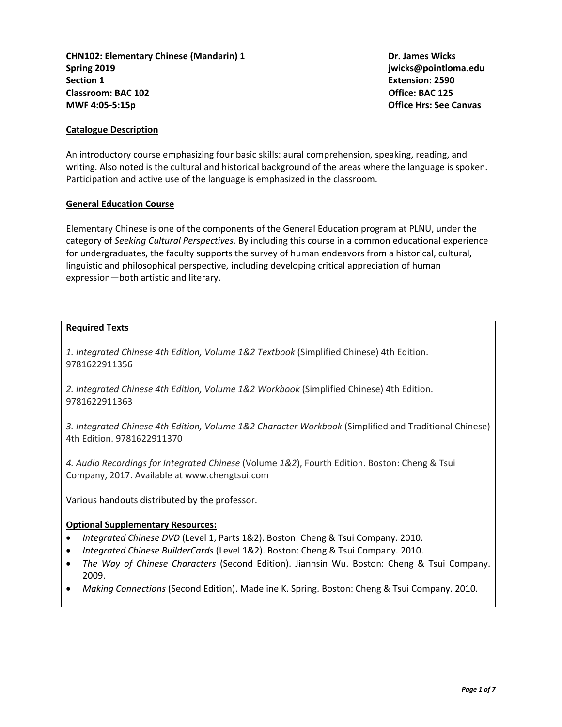**CHN102: Elementary Chinese (Mandarin) 1**
**Spring 2019**
**Section 1**
**Classroom: BAC 102**
**MWF 4:05-5:15p**

**Dr. James Wicks**
**jwicks@pointloma.edu**
**Extension: 2590**
**Office: BAC 125**
**Office Hrs: See Canvas**

## Catalogue Description

An introductory course emphasizing four basic skills: aural comprehension, speaking, reading, and writing. Also noted is the cultural and historical background of the areas where the language is spoken. Participation and active use of the language is emphasized in the classroom.

## General Education Course

Elementary Chinese is one of the components of the General Education program at PLNU, under the category of *Seeking Cultural Perspectives.* By including this course in a common educational experience for undergraduates, the faculty supports the survey of human endeavors from a historical, cultural, linguistic and philosophical perspective, including developing critical appreciation of human expression—both artistic and literary.

### Required Texts

*1. Integrated Chinese 4th Edition, Volume 1&2 Textbook* (Simplified Chinese) 4th Edition. 9781622911356

*2. Integrated Chinese 4th Edition, Volume 1&2 Workbook* (Simplified Chinese) 4th Edition. 9781622911363

*3. Integrated Chinese 4th Edition, Volume 1&2 Character Workbook* (Simplified and Traditional Chinese) 4th Edition. 9781622911370

*4. Audio Recordings for Integrated Chinese* (Volume *1&2*), Fourth Edition. Boston: Cheng & Tsui Company, 2017. Available at www.chengtsui.com

Various handouts distributed by the professor.

### Optional Supplementary Resources:

- *Integrated Chinese DVD* (Level 1, Parts 1&2). Boston: Cheng & Tsui Company. 2010.
- *Integrated Chinese BuilderCards* (Level 1&2). Boston: Cheng & Tsui Company. 2010.
- *The Way of Chinese Characters* (Second Edition). Jianhsin Wu. Boston: Cheng & Tsui Company. 2009.
- *Making Connections* (Second Edition). Madeline K. Spring. Boston: Cheng & Tsui Company. 2010.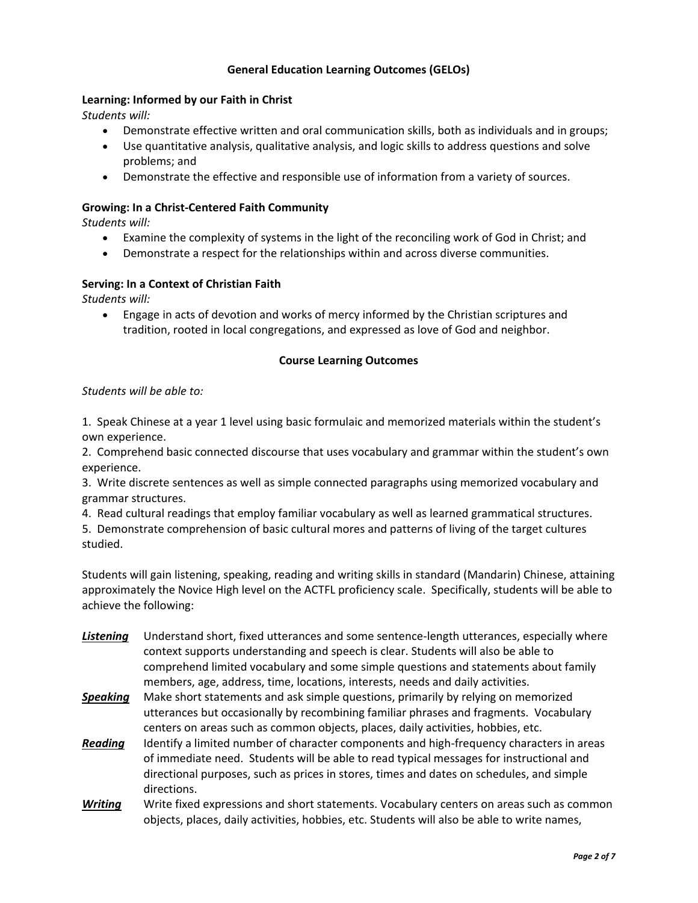## General Education Learning Outcomes (GELOs)

**Learning: Informed by our Faith in Christ**

*Students will:*

- Demonstrate effective written and oral communication skills, both as individuals and in groups;
- Use quantitative analysis, qualitative analysis, and logic skills to address questions and solve problems; and
- Demonstrate the effective and responsible use of information from a variety of sources.

**Growing: In a Christ-Centered Faith Community**

*Students will:*

- Examine the complexity of systems in the light of the reconciling work of God in Christ; and
- Demonstrate a respect for the relationships within and across diverse communities.

**Serving: In a Context of Christian Faith**

*Students will:*

- Engage in acts of devotion and works of mercy informed by the Christian scriptures and tradition, rooted in local congregations, and expressed as love of God and neighbor.

## Course Learning Outcomes

*Students will be able to:*

1. Speak Chinese at a year 1 level using basic formulaic and memorized materials within the student's own experience.
2. Comprehend basic connected discourse that uses vocabulary and grammar within the student's own experience.
3. Write discrete sentences as well as simple connected paragraphs using memorized vocabulary and grammar structures.
4. Read cultural readings that employ familiar vocabulary as well as learned grammatical structures.
5. Demonstrate comprehension of basic cultural mores and patterns of living of the target cultures studied.

Students will gain listening, speaking, reading and writing skills in standard (Mandarin) Chinese, attaining approximately the Novice High level on the ACTFL proficiency scale. Specifically, students will be able to achieve the following:

***Listening*** Understand short, fixed utterances and some sentence-length utterances, especially where context supports understanding and speech is clear. Students will also be able to comprehend limited vocabulary and some simple questions and statements about family members, age, address, time, locations, interests, needs and daily activities.

***Speaking*** Make short statements and ask simple questions, primarily by relying on memorized utterances but occasionally by recombining familiar phrases and fragments. Vocabulary centers on areas such as common objects, places, daily activities, hobbies, etc.

***Reading*** Identify a limited number of character components and high-frequency characters in areas of immediate need. Students will be able to read typical messages for instructional and directional purposes, such as prices in stores, times and dates on schedules, and simple directions.

***Writing*** Write fixed expressions and short statements. Vocabulary centers on areas such as common objects, places, daily activities, hobbies, etc. Students will also be able to write names,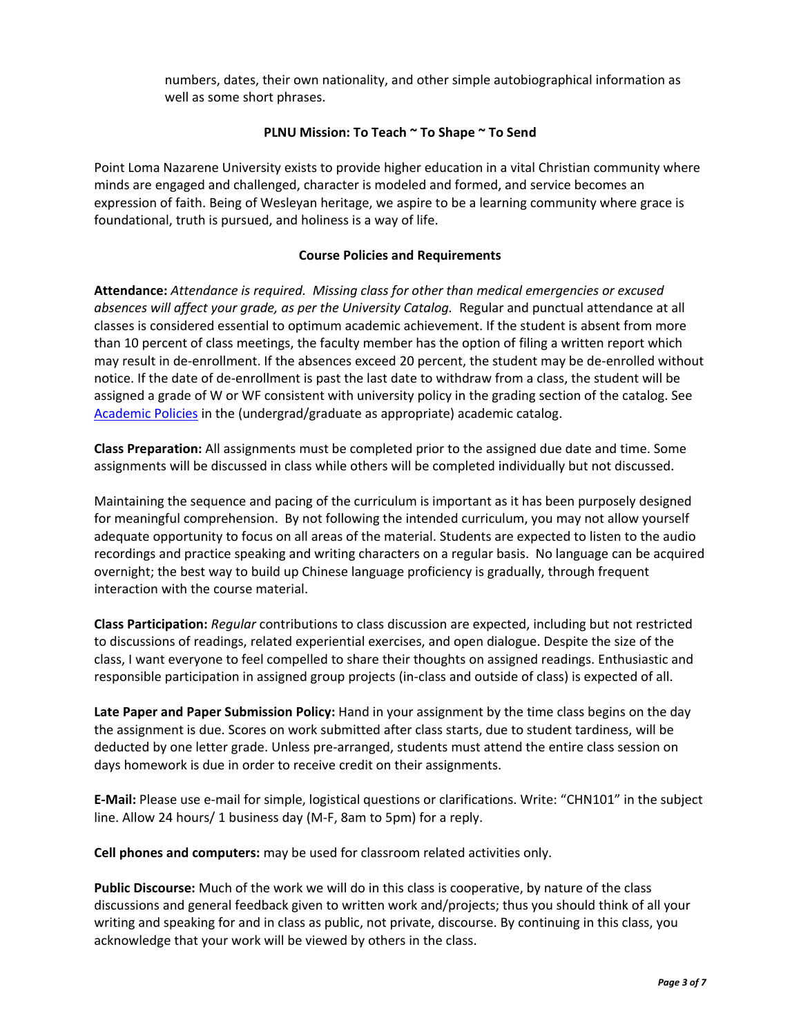numbers, dates, their own nationality, and other simple autobiographical information as well as some short phrases.

**PLNU Mission: To Teach ~ To Shape ~ To Send**

Point Loma Nazarene University exists to provide higher education in a vital Christian community where minds are engaged and challenged, character is modeled and formed, and service becomes an expression of faith. Being of Wesleyan heritage, we aspire to be a learning community where grace is foundational, truth is pursued, and holiness is a way of life.

**Course Policies and Requirements**

**Attendance:** *Attendance is required. Missing class for other than medical emergencies or excused absences will affect your grade, as per the University Catalog.* Regular and punctual attendance at all classes is considered essential to optimum academic achievement. If the student is absent from more than 10 percent of class meetings, the faculty member has the option of filing a written report which may result in de-enrollment. If the absences exceed 20 percent, the student may be de-enrolled without notice. If the date of de-enrollment is past the last date to withdraw from a class, the student will be assigned a grade of W or WF consistent with university policy in the grading section of the catalog. See Academic Policies in the (undergrad/graduate as appropriate) academic catalog.

**Class Preparation:** All assignments must be completed prior to the assigned due date and time. Some assignments will be discussed in class while others will be completed individually but not discussed.

Maintaining the sequence and pacing of the curriculum is important as it has been purposely designed for meaningful comprehension. By not following the intended curriculum, you may not allow yourself adequate opportunity to focus on all areas of the material. Students are expected to listen to the audio recordings and practice speaking and writing characters on a regular basis. No language can be acquired overnight; the best way to build up Chinese language proficiency is gradually, through frequent interaction with the course material.

**Class Participation:** *Regular* contributions to class discussion are expected, including but not restricted to discussions of readings, related experiential exercises, and open dialogue. Despite the size of the class, I want everyone to feel compelled to share their thoughts on assigned readings. Enthusiastic and responsible participation in assigned group projects (in-class and outside of class) is expected of all.

**Late Paper and Paper Submission Policy:** Hand in your assignment by the time class begins on the day the assignment is due. Scores on work submitted after class starts, due to student tardiness, will be deducted by one letter grade. Unless pre-arranged, students must attend the entire class session on days homework is due in order to receive credit on their assignments.

**E-Mail:** Please use e-mail for simple, logistical questions or clarifications. Write: "CHN101" in the subject line. Allow 24 hours/ 1 business day (M-F, 8am to 5pm) for a reply.

**Cell phones and computers:** may be used for classroom related activities only.

**Public Discourse:** Much of the work we will do in this class is cooperative, by nature of the class discussions and general feedback given to written work and/projects; thus you should think of all your writing and speaking for and in class as public, not private, discourse. By continuing in this class, you acknowledge that your work will be viewed by others in the class.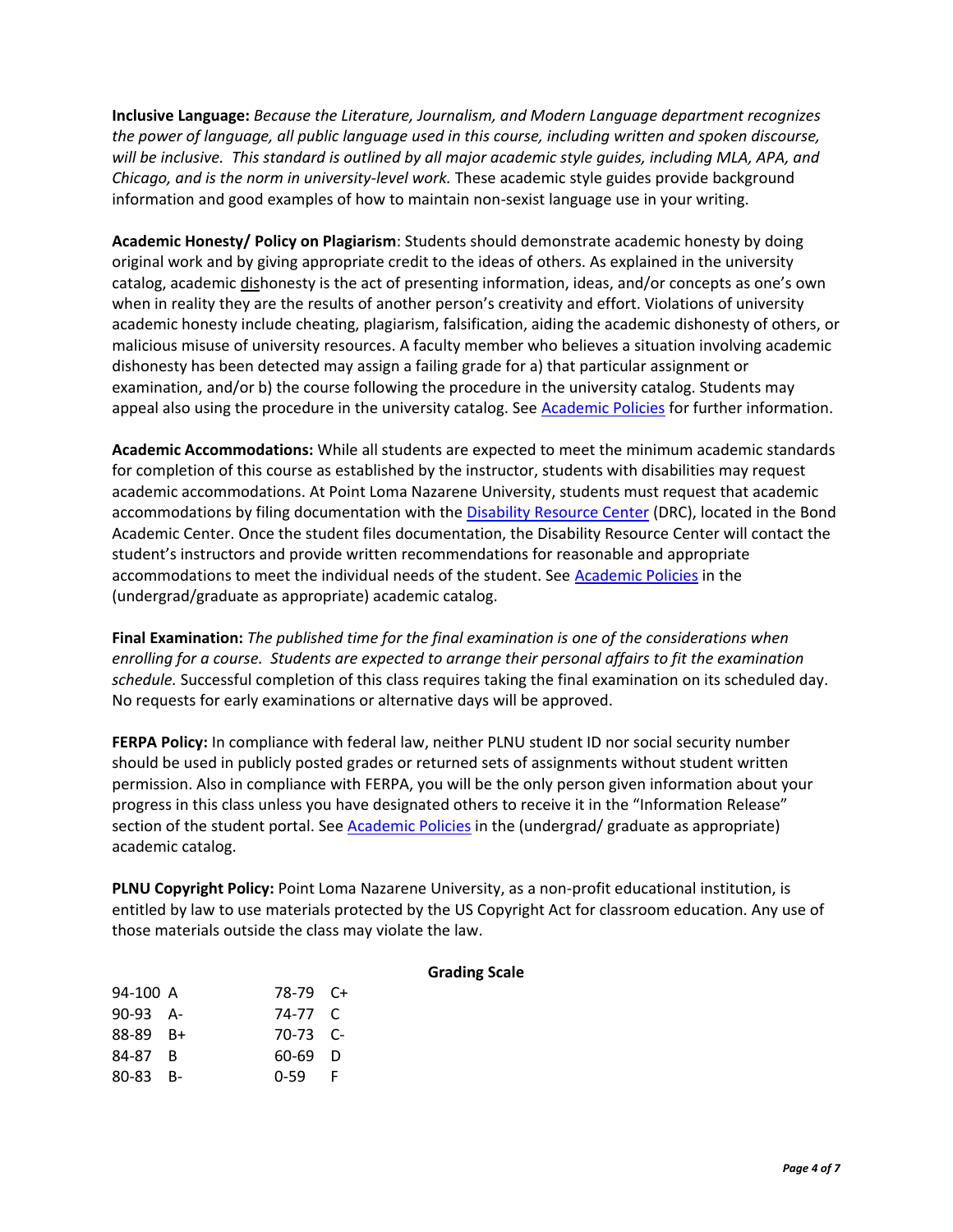**Inclusive Language:** *Because the Literature, Journalism, and Modern Language department recognizes the power of language, all public language used in this course, including written and spoken discourse, will be inclusive. This standard is outlined by all major academic style guides, including MLA, APA, and Chicago, and is the norm in university-level work.* These academic style guides provide background information and good examples of how to maintain non-sexist language use in your writing.

**Academic Honesty/ Policy on Plagiarism**: Students should demonstrate academic honesty by doing original work and by giving appropriate credit to the ideas of others. As explained in the university catalog, academic dishonesty is the act of presenting information, ideas, and/or concepts as one's own when in reality they are the results of another person's creativity and effort. Violations of university academic honesty include cheating, plagiarism, falsification, aiding the academic dishonesty of others, or malicious misuse of university resources. A faculty member who believes a situation involving academic dishonesty has been detected may assign a failing grade for a) that particular assignment or examination, and/or b) the course following the procedure in the university catalog. Students may appeal also using the procedure in the university catalog. See Academic Policies for further information.

**Academic Accommodations:** While all students are expected to meet the minimum academic standards for completion of this course as established by the instructor, students with disabilities may request academic accommodations. At Point Loma Nazarene University, students must request that academic accommodations by filing documentation with the Disability Resource Center (DRC), located in the Bond Academic Center. Once the student files documentation, the Disability Resource Center will contact the student's instructors and provide written recommendations for reasonable and appropriate accommodations to meet the individual needs of the student. See Academic Policies in the (undergrad/graduate as appropriate) academic catalog.

**Final Examination:** *The published time for the final examination is one of the considerations when enrolling for a course. Students are expected to arrange their personal affairs to fit the examination schedule.* Successful completion of this class requires taking the final examination on its scheduled day. No requests for early examinations or alternative days will be approved.

**FERPA Policy:** In compliance with federal law, neither PLNU student ID nor social security number should be used in publicly posted grades or returned sets of assignments without student written permission. Also in compliance with FERPA, you will be the only person given information about your progress in this class unless you have designated others to receive it in the "Information Release" section of the student portal. See Academic Policies in the (undergrad/ graduate as appropriate) academic catalog.

**PLNU Copyright Policy:** Point Loma Nazarene University, as a non-profit educational institution, is entitled by law to use materials protected by the US Copyright Act for classroom education. Any use of those materials outside the class may violate the law.

**Grading Scale**

| Range | Grade | Range | Grade |
|---|---|---|---|
| 94-100 | A | 78-79 | C+ |
| 90-93 | A- | 74-77 | C |
| 88-89 | B+ | 70-73 | C- |
| 84-87 | B | 60-69 | D |
| 80-83 | B- | 0-59 | F |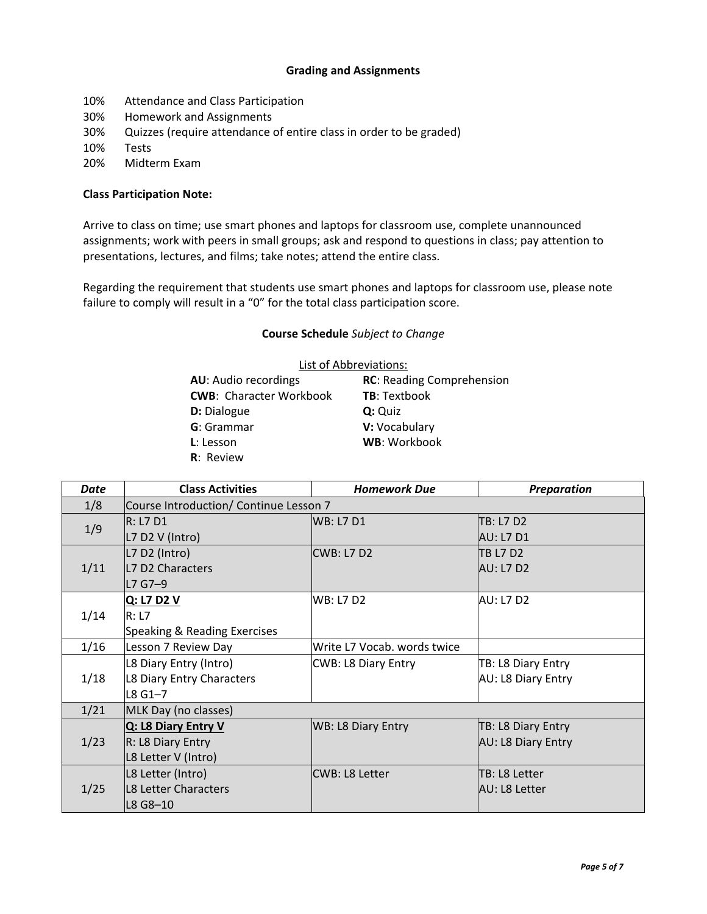### Grading and Assignments

| | |
|---|---|
| 10% | Attendance and Class Participation |
| 30% | Homework and Assignments |
| 30% | Quizzes (require attendance of entire class in order to be graded) |
| 10% | Tests |
| 20% | Midterm Exam |

**Class Participation Note:**

Arrive to class on time; use smart phones and laptops for classroom use, complete unannounced assignments; work with peers in small groups; ask and respond to questions in class; pay attention to presentations, lectures, and films; take notes; attend the entire class.

Regarding the requirement that students use smart phones and laptops for classroom use, please note failure to comply will result in a "0" for the total class participation score.

### Course Schedule *Subject to Change*

List of Abbreviations:

**AU**: Audio recordings
**CWB**: Character Workbook
**D:** Dialogue
**G**: Grammar
**L**: Lesson
**R**: Review
**RC**: Reading Comprehension
**TB**: Textbook
**Q:** Quiz
**V:** Vocabulary
**WB**: Workbook

| *Date* | Class Activities | *Homework Due* | *Preparation* |
|---|---|---|---|
| 1/8 | Course Introduction/ Continue Lesson 7 | | |
| 1/9 | R: L7 D1<br>L7 D2 V (Intro) | WB: L7 D1 | TB: L7 D2<br>AU: L7 D1 |
| 1/11 | L7 D2 (Intro)<br>L7 D2 Characters<br>L7 G7–9 | CWB: L7 D2 | TB L7 D2<br>AU: L7 D2 |
| 1/14 | **Q: L7 D2 V**<br>R: L7<br>Speaking & Reading Exercises | WB: L7 D2 | AU: L7 D2 |
| 1/16 | Lesson 7 Review Day | Write L7 Vocab. words twice | |
| 1/18 | L8 Diary Entry (Intro)<br>L8 Diary Entry Characters<br>L8 G1–7 | CWB: L8 Diary Entry | TB: L8 Diary Entry<br>AU: L8 Diary Entry |
| 1/21 | MLK Day (no classes) | | |
| 1/23 | **Q: L8 Diary Entry V**<br>R: L8 Diary Entry<br>L8 Letter V (Intro) | WB: L8 Diary Entry | TB: L8 Diary Entry<br>AU: L8 Diary Entry |
| 1/25 | L8 Letter (Intro)<br>L8 Letter Characters<br>L8 G8–10 | CWB: L8 Letter | TB: L8 Letter<br>AU: L8 Letter |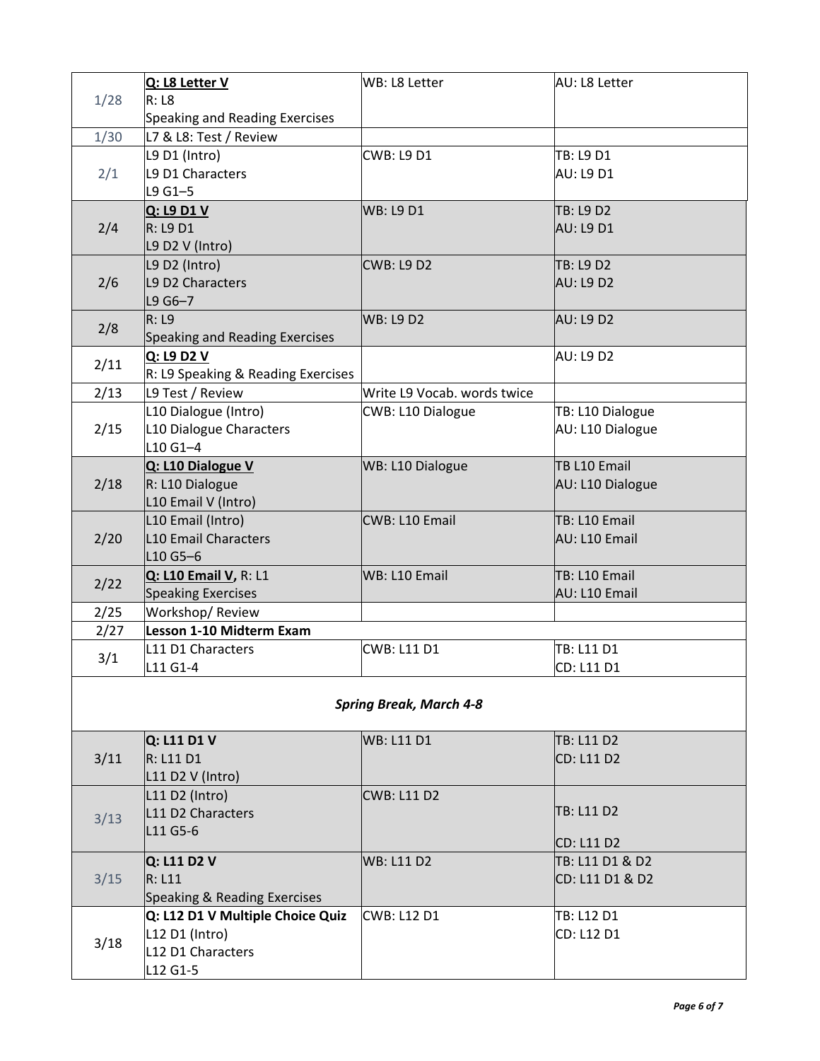| | | | |
|---|---|---|---|
| 1/28 | **Q: L8 Letter V**<br>R: L8<br>Speaking and Reading Exercises | WB: L8 Letter | AU: L8 Letter |
| 1/30 | L7 & L8: Test / Review | | |
| 2/1 | L9 D1 (Intro)<br>L9 D1 Characters<br>L9 G1–5 | CWB: L9 D1 | TB: L9 D1<br>AU: L9 D1 |
| 2/4 | **Q: L9 D1 V**<br>R: L9 D1<br>L9 D2 V (Intro) | WB: L9 D1 | TB: L9 D2<br>AU: L9 D1 |
| 2/6 | L9 D2 (Intro)<br>L9 D2 Characters<br>L9 G6–7 | CWB: L9 D2 | TB: L9 D2<br>AU: L9 D2 |
| 2/8 | R: L9<br>Speaking and Reading Exercises | WB: L9 D2 | AU: L9 D2 |
| 2/11 | **Q: L9 D2 V**<br>R: L9 Speaking & Reading Exercises | | AU: L9 D2 |
| 2/13 | L9 Test / Review | Write L9 Vocab. words twice | |
| 2/15 | L10 Dialogue (Intro)<br>L10 Dialogue Characters<br>L10 G1–4 | CWB: L10 Dialogue | TB: L10 Dialogue<br>AU: L10 Dialogue |
| 2/18 | **Q: L10 Dialogue V**<br>R: L10 Dialogue<br>L10 Email V (Intro) | WB: L10 Dialogue | TB L10 Email<br>AU: L10 Dialogue |
| 2/20 | L10 Email (Intro)<br>L10 Email Characters<br>L10 G5–6 | CWB: L10 Email | TB: L10 Email<br>AU: L10 Email |
| 2/22 | **Q: L10 Email V,** R: L1<br>Speaking Exercises | WB: L10 Email | TB: L10 Email<br>AU: L10 Email |
| 2/25 | Workshop/ Review | | |
| 2/27 | **Lesson 1-10 Midterm Exam** | | |
| 3/1 | L11 D1 Characters<br>L11 G1-4 | CWB: L11 D1 | TB: L11 D1<br>CD: L11 D1 |
| | ***Spring Break, March 4-8*** | | |
| 3/11 | **Q: L11 D1 V**<br>R: L11 D1<br>L11 D2 V (Intro) | WB: L11 D1 | TB: L11 D2<br>CD: L11 D2 |
| 3/13 | L11 D2 (Intro)<br>L11 D2 Characters<br>L11 G5-6 | CWB: L11 D2 | TB: L11 D2<br>CD: L11 D2 |
| 3/15 | **Q: L11 D2 V**<br>R: L11<br>Speaking & Reading Exercises | WB: L11 D2 | TB: L11 D1 & D2<br>CD: L11 D1 & D2 |
| 3/18 | **Q: L12 D1 V Multiple Choice Quiz**<br>L12 D1 (Intro)<br>L12 D1 Characters<br>L12 G1-5 | CWB: L12 D1 | TB: L12 D1<br>CD: L12 D1 |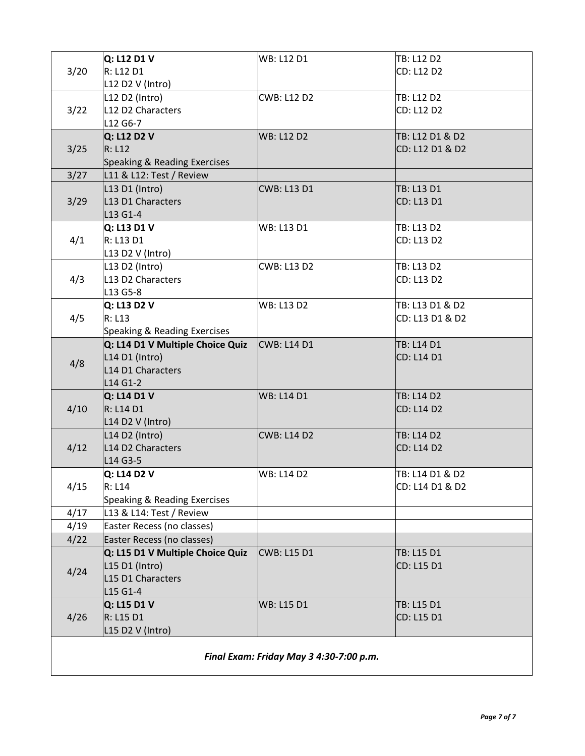| | | | |
|---|---|---|---|
| 3/20 | **Q: L12 D1 V**<br>R: L12 D1<br>L12 D2 V (Intro) | WB: L12 D1 | TB: L12 D2<br>CD: L12 D2 |
| 3/22 | L12 D2 (Intro)<br>L12 D2 Characters<br>L12 G6-7 | CWB: L12 D2 | TB: L12 D2<br>CD: L12 D2 |
| 3/25 | **Q: L12 D2 V**<br>R: L12<br>Speaking & Reading Exercises | WB: L12 D2 | TB: L12 D1 & D2<br>CD: L12 D1 & D2 |
| 3/27 | L11 & L12: Test / Review | | |
| 3/29 | L13 D1 (Intro)<br>L13 D1 Characters<br>L13 G1-4 | CWB: L13 D1 | TB: L13 D1<br>CD: L13 D1 |
| 4/1 | **Q: L13 D1 V**<br>R: L13 D1<br>L13 D2 V (Intro) | WB: L13 D1 | TB: L13 D2<br>CD: L13 D2 |
| 4/3 | L13 D2 (Intro)<br>L13 D2 Characters<br>L13 G5-8 | CWB: L13 D2 | TB: L13 D2<br>CD: L13 D2 |
| 4/5 | **Q: L13 D2 V**<br>R: L13<br>Speaking & Reading Exercises | WB: L13 D2 | TB: L13 D1 & D2<br>CD: L13 D1 & D2 |
| 4/8 | **Q: L14 D1 V Multiple Choice Quiz**<br>L14 D1 (Intro)<br>L14 D1 Characters<br>L14 G1-2 | CWB: L14 D1 | TB: L14 D1<br>CD: L14 D1 |
| 4/10 | **Q: L14 D1 V**<br>R: L14 D1<br>L14 D2 V (Intro) | WB: L14 D1 | TB: L14 D2<br>CD: L14 D2 |
| 4/12 | L14 D2 (Intro)<br>L14 D2 Characters<br>L14 G3-5 | CWB: L14 D2 | TB: L14 D2<br>CD: L14 D2 |
| 4/15 | **Q: L14 D2 V**<br>R: L14<br>Speaking & Reading Exercises | WB: L14 D2 | TB: L14 D1 & D2<br>CD: L14 D1 & D2 |
| 4/17 | L13 & L14: Test / Review | | |
| 4/19 | Easter Recess (no classes) | | |
| 4/22 | Easter Recess (no classes) | | |
| 4/24 | **Q: L15 D1 V Multiple Choice Quiz**<br>L15 D1 (Intro)<br>L15 D1 Characters<br>L15 G1-4 | CWB: L15 D1 | TB: L15 D1<br>CD: L15 D1 |
| 4/26 | **Q: L15 D1 V**<br>R: L15 D1<br>L15 D2 V (Intro) | WB: L15 D1 | TB: L15 D1<br>CD: L15 D1 |

***Final Exam: Friday May 3 4:30-7:00 p.m.***